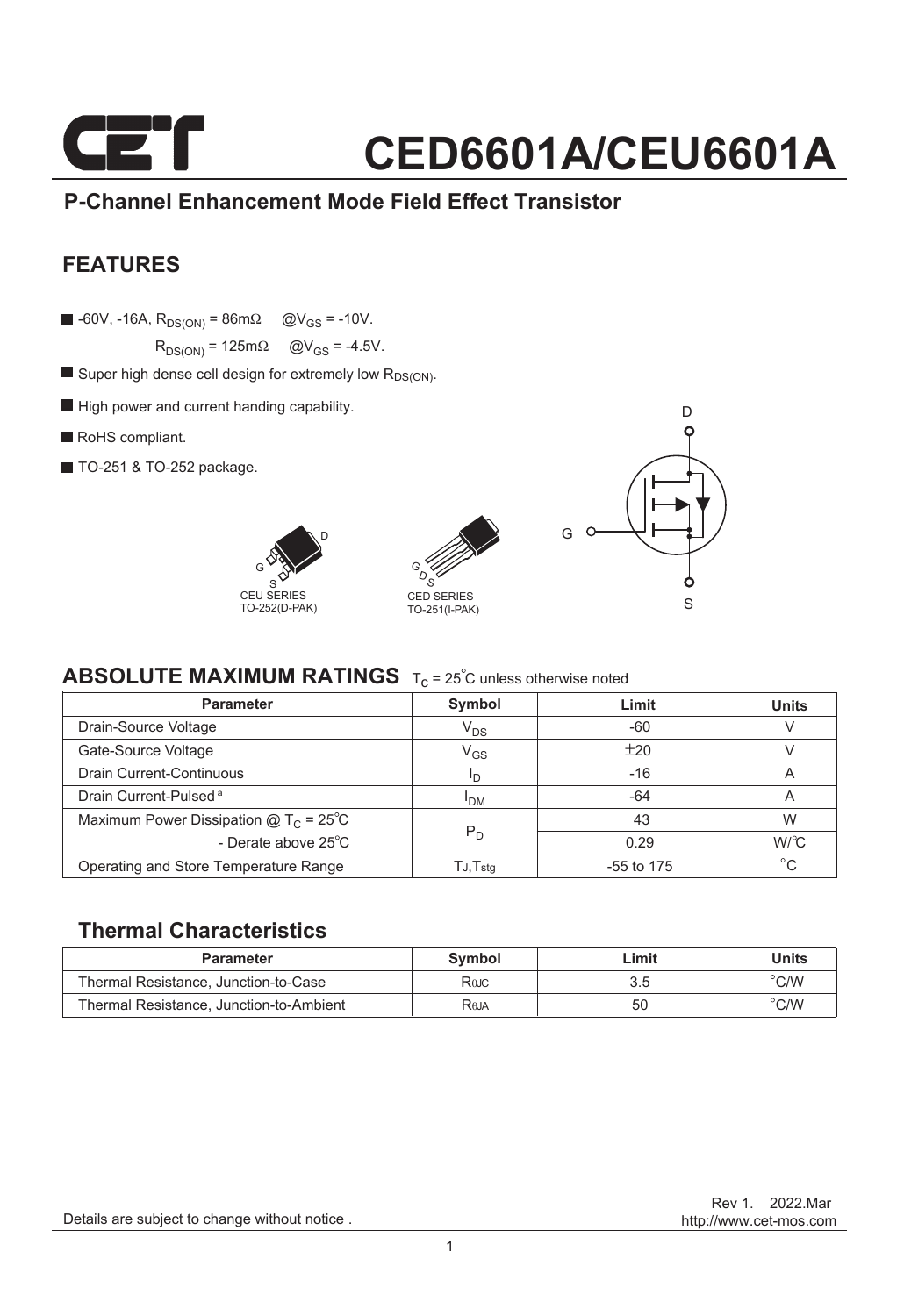# CED6601A/CEU6601A

## P-Channel Enhancement Mode Field Effect Transistor

## FEATURES

- -60V, -16A, $R_{DS(ON)}$ = 86mΩ @$V_{GS}$ = -10V.
  $R_{DS(ON)}$ = 125mΩ @$V_{GS}$ = -4.5V.
- Super high dense cell design for extremely low $R_{DS(ON)}$.
- High power and current handing capability.
- RoHS compliant.
- TO-251 & TO-252 package.

CEU SERIES
TO-252(D-PAK)

CED SERIES
TO-251(I-PAK)

## ABSOLUTE MAXIMUM RATINGS $T_C$ = 25°C unless otherwise noted

| Parameter | Symbol | Limit | Units |
|---|---|---|---|
| Drain-Source Voltage | $V_{DS}$ | -60 | V |
| Gate-Source Voltage | $V_{GS}$ | ±20 | V |
| Drain Current-Continuous | $I_D$ | -16 | A |
| Drain Current-Pulsed [a] | $I_{DM}$ | -64 | A |
| Maximum Power Dissipation @ $T_C$ = 25°C | $P_D$ | 43 | W |
| - Derate above 25°C | | 0.29 | W/°C |
| Operating and Store Temperature Range | $T_J$,$T_{stg}$ | -55 to 175 | °C |

## Thermal Characteristics

| Parameter | Symbol | Limit | Units |
|---|---|---|---|
| Thermal Resistance, Junction-to-Case | $R_{\theta JC}$ | 3.5 | °C/W |
| Thermal Resistance, Junction-to-Ambient | $R_{\theta JA}$ | 50 | °C/W |

Rev 1. 2022.Mar
http://www.cet-mos.com

Details are subject to change without notice .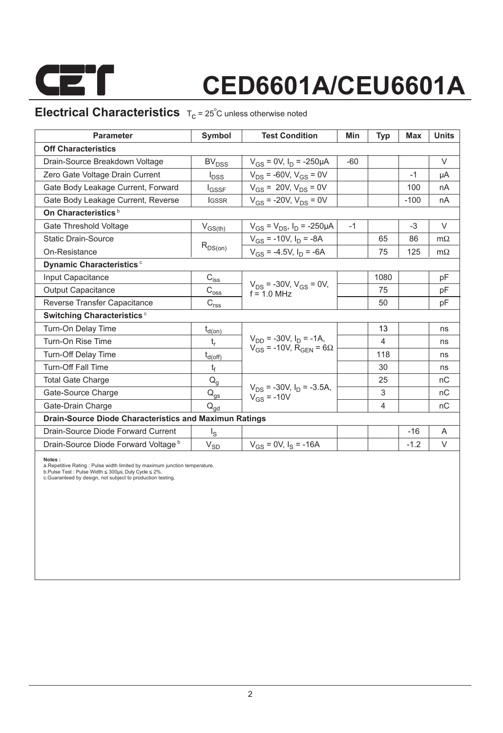# CED6601A/CEU6601A

## Electrical Characteristics $T_C = 25^{\circ}C$ unless otherwise noted

| Parameter | Symbol | Test Condition | Min | Typ | Max | Units |
|---|---|---|---|---|---|---|
| **Off Characteristics** | | | | | | |
| Drain-Source Breakdown Voltage | $BV_{DSS}$ | $V_{GS}$ = 0V, $I_D$ = -250µA | -60 | | | V |
| Zero Gate Voltage Drain Current | $I_{DSS}$ | $V_{DS}$ = -60V, $V_{GS}$ = 0V | | | -1 | µA |
| Gate Body Leakage Current, Forward | $I_{GSSF}$ | $V_{GS}$ = 20V, $V_{DS}$ = 0V | | | 100 | nA |
| Gate Body Leakage Current, Reverse | $I_{GSSR}$ | $V_{GS}$ = -20V, $V_{DS}$ = 0V | | | -100 | nA |
| **On Characteristics** [b] | | | | | | |
| Gate Threshold Voltage | $V_{GS(th)}$ | $V_{GS}$ = $V_{DS}$, $I_D$ = -250µA | -1 | | -3 | V |
| Static Drain-Source | $R_{DS(on)}$ | $V_{GS}$ = -10V, $I_D$ = -8A | | 65 | 86 | mΩ |
| On-Resistance | | $V_{GS}$ = -4.5V, $I_D$ = -6A | | 75 | 125 | mΩ |
| **Dynamic Characteristics** [c] | | | | | | |
| Input Capacitance | $C_{iss}$ | $V_{DS}$ = -30V, $V_{GS}$ = 0V, f = 1.0 MHz | | 1080 | | pF |
| Output Capacitance | $C_{oss}$ | | | 75 | | pF |
| Reverse Transfer Capacitance | $C_{rss}$ | | | 50 | | pF |
| **Switching Characteristics** [c] | | | | | | |
| Turn-On Delay Time | $t_{d(on)}$ | $V_{DD}$ = -30V, $I_D$ = -1A, $V_{GS}$ = -10V, $R_{GEN}$ = 6Ω | | 13 | | ns |
| Turn-On Rise Time | $t_r$ | | | 4 | | ns |
| Turn-Off Delay Time | $t_{d(off)}$ | | | 118 | | ns |
| Turn-Off Fall Time | $t_f$ | | | 30 | | ns |
| Total Gate Charge | $Q_g$ | $V_{DS}$ = -30V, $I_D$ = -3.5A, $V_{GS}$ = -10V | | 25 | | nC |
| Gate-Source Charge | $Q_{gs}$ | | | 3 | | nC |
| Gate-Drain Charge | $Q_{gd}$ | | | 4 | | nC |
| **Drain-Source Diode Characteristics and Maximun Ratings** | | | | | | |
| Drain-Source Diode Forward Current | $I_S$ | | | | -16 | A |
| Drain-Source Diode Forward Voltage [b] | $V_{SD}$ | $V_{GS}$ = 0V, $I_S$ = -16A | | | -1.2 | V |

**Notes :**
a.Repetitive Rating : Pulse width limited by maximum junction temperature.
b.Pulse Test : Pulse Width ≤ 300µs, Duty Cycle ≤ 2%.
c.Guaranteed by design, not subject to production testing.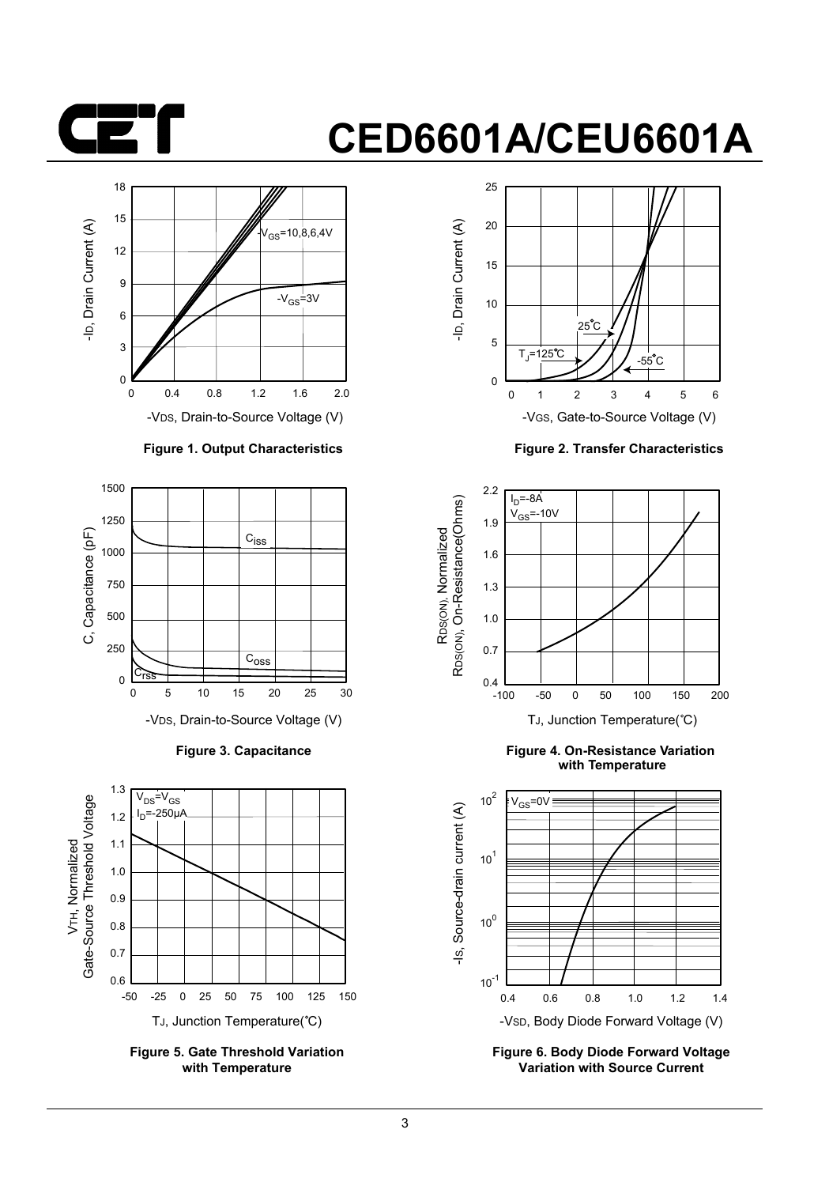# CED6601A/CEU6601A

Figure 1. Output Characteristics

Figure 2. Transfer Characteristics

Figure 3. Capacitance

Figure 4. On-Resistance Variation with Temperature

Figure 5. Gate Threshold Variation with Temperature

Figure 6. Body Diode Forward Voltage Variation with Source Current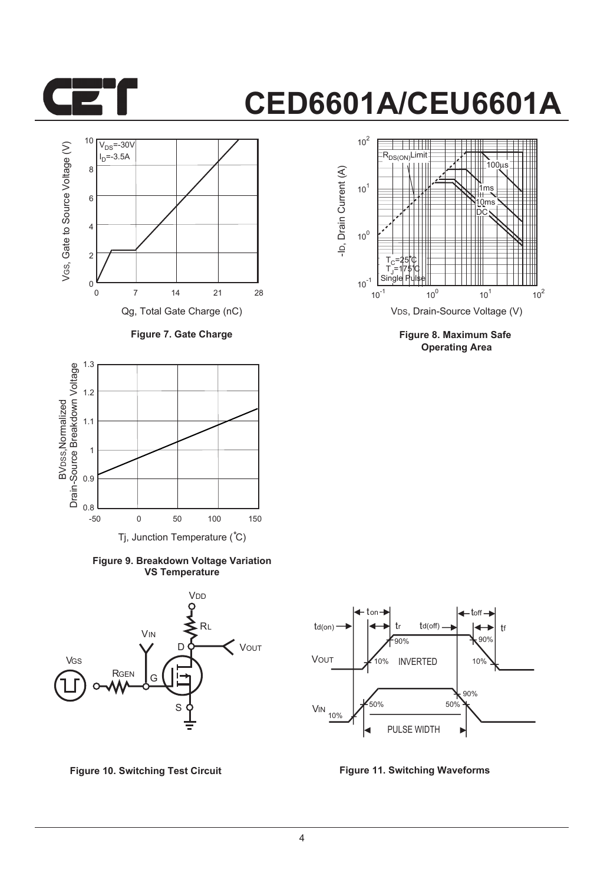# CED6601A/CEU6601A

Figure 7. Gate Charge

Figure 8. Maximum Safe Operating Area

Figure 9. Breakdown Voltage Variation VS Temperature

Figure 10. Switching Test Circuit

Figure 11. Switching Waveforms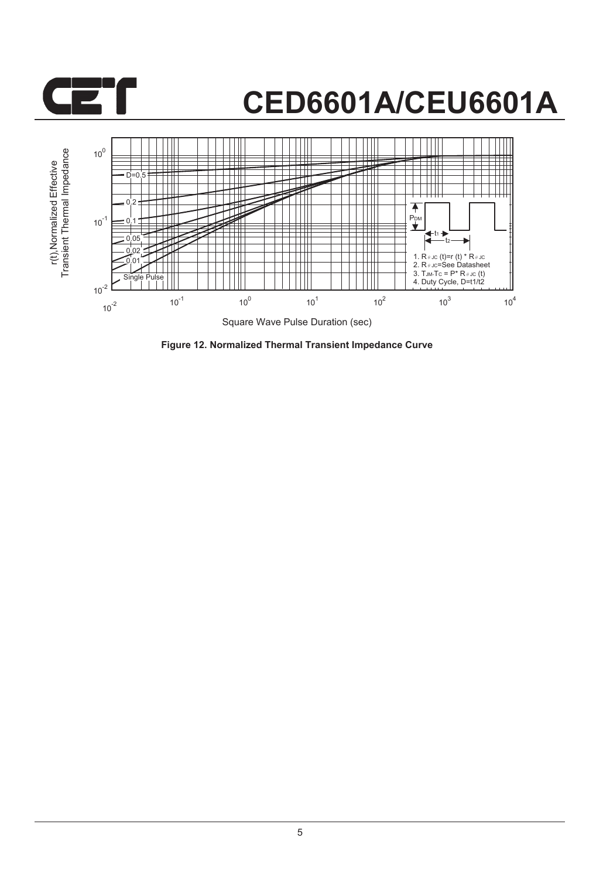# CED6601A/CEU6601A

r(t),Normalized Effective Transient Thermal Impedance

$10^{0}$

$10^{-1}$

$10^{-2}$

D=0.5

0.2

0.1

0.05

0.02

0.01

Single Pulse

$P_{DM}$

$t_1$

$t_2$

1. $R_{\theta JC}(t) = r(t) * R_{\theta JC}$
2. $R_{\theta JC}$=See Datasheet
3. $T_{JM}$-$T_C$ = P* $R_{\theta JC}(t)$
4. Duty Cycle, D=t1/t2

$10^{-2}$ $10^{-1}$ $10^{0}$ $10^{1}$ $10^{2}$ $10^{3}$ $10^{4}$

Square Wave Pulse Duration (sec)

**Figure 12. Normalized Thermal Transient Impedance Curve**